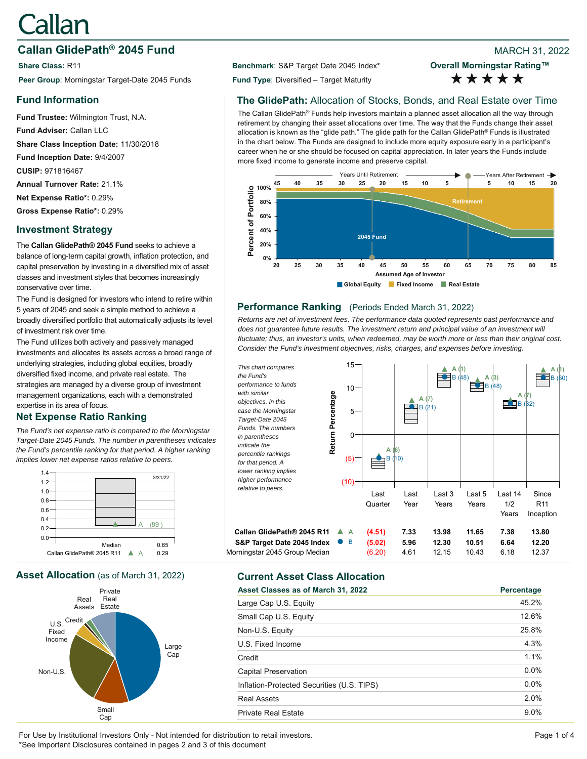# Callan

## Callan GlidePath® 2045 Fund

MARCH 31, 2022

**Share Class:** R11

**Peer Group**: Morningstar Target-Date 2045 Funds

**Benchmark**: S&P Target Date 2045 Index*

**Fund Type**: Diversified – Target Maturity

**Overall Morningstar Rating™**

★★★★★

## Fund Information

**Fund Trustee:** Wilmington Trust, N.A.

**Fund Adviser:** Callan LLC

**Share Class Inception Date:** 11/30/2018

**Fund Inception Date:** 9/4/2007

**CUSIP:** 971816467

**Annual Turnover Rate:** 21.1%

**Net Expense Ratio*:** 0.29%

**Gross Expense Ratio*:** 0.29%

## Investment Strategy

The **Callan GlidePath® 2045 Fund** seeks to achieve a balance of long-term capital growth, inflation protection, and capital preservation by investing in a diversified mix of asset classes and investment styles that becomes increasingly conservative over time.

The Fund is designed for investors who intend to retire within 5 years of 2045 and seek a simple method to achieve a broadly diversified portfolio that automatically adjusts its level of investment risk over time.

The Fund utilizes both actively and passively managed investments and allocates its assets across a broad range of underlying strategies, including global equities, broadly diversified fixed income, and private real estate. The strategies are managed by a diverse group of investment management organizations, each with a demonstrated expertise in its area of focus.

## Net Expense Ratio Ranking

*The Fund's net expense ratio is compared to the Morningstar Target-Date 2045 Funds. The number in parentheses indicates the Fund's percentile ranking for that period. A higher ranking implies lower net expense ratios relative to peers.*

| | 3/31/22 |
|---|---|
| Median | 0.65 |
| Callan GlidePath® 2045 R11 ▲ A | 0.29 |

A (89)

## The GlidePath: Allocation of Stocks, Bonds, and Real Estate over Time

The Callan GlidePath® Funds help investors maintain a planned asset allocation all the way through retirement by changing their asset allocations over time. The way that the Funds change their asset allocation is known as the "glide path." The glide path for the Callan GlidePath® Funds is illustrated in the chart below. The Funds are designed to include more equity exposure early in a participant's career when he or she should be focused on capital appreciation. In later years the Funds include more fixed income to generate income and preserve capital.

## Performance Ranking (Periods Ended March 31, 2022)

*Returns are net of investment fees. The performance data quoted represents past performance and does not guarantee future results. The investment return and principal value of an investment will fluctuate; thus, an investor's units, when redeemed, may be worth more or less than their original cost. Consider the Fund's investment objectives, risks, charges, and expenses before investing.*

*This chart compares the Fund's performance to funds with similar objectives, in this case the Morningstar Target-Date 2045 Funds. The numbers in parentheses indicate the percentile rankings for that period. A lower ranking implies higher performance relative to peers.*

| | | Last Quarter | Last Year | Last 3 Years | Last 5 Years | Last 14 1/2 Years | Since R11 Inception |
|---|---|---|---|---|---|---|---|
| Callan GlidePath® 2045 R11 | ▲ A | (4.51) | 7.33 | 13.98 | 11.65 | 7.38 | 13.80 |
| S&P Target Date 2045 Index | ● B | (5.02) | 5.96 | 12.30 | 10.51 | 6.64 | 12.20 |
| Morningstar 2045 Group Median | | (6.20) | 4.61 | 12.15 | 10.43 | 6.18 | 12.37 |
| Percentile ranking A | | (6) | (7) | (1) | (3) | (7) | (1) |
| Percentile ranking B | | (10) | (21) | (48) | (48) | (32) | (60) |

## Asset Allocation (as of March 31, 2022)

## Current Asset Class Allocation

| Asset Classes as of March 31, 2022 | Percentage |
|---|---|
| Large Cap U.S. Equity | 45.2% |
| Small Cap U.S. Equity | 12.6% |
| Non-U.S. Equity | 25.8% |
| U.S. Fixed Income | 4.3% |
| Credit | 1.1% |
| Capital Preservation | 0.0% |
| Inflation-Protected Securities (U.S. TIPS) | 0.0% |
| Real Assets | 2.0% |
| Private Real Estate | 9.0% |

For Use by Institutional Investors Only - Not intended for distribution to retail investors.
*See Important Disclosures contained in pages 2 and 3 of this document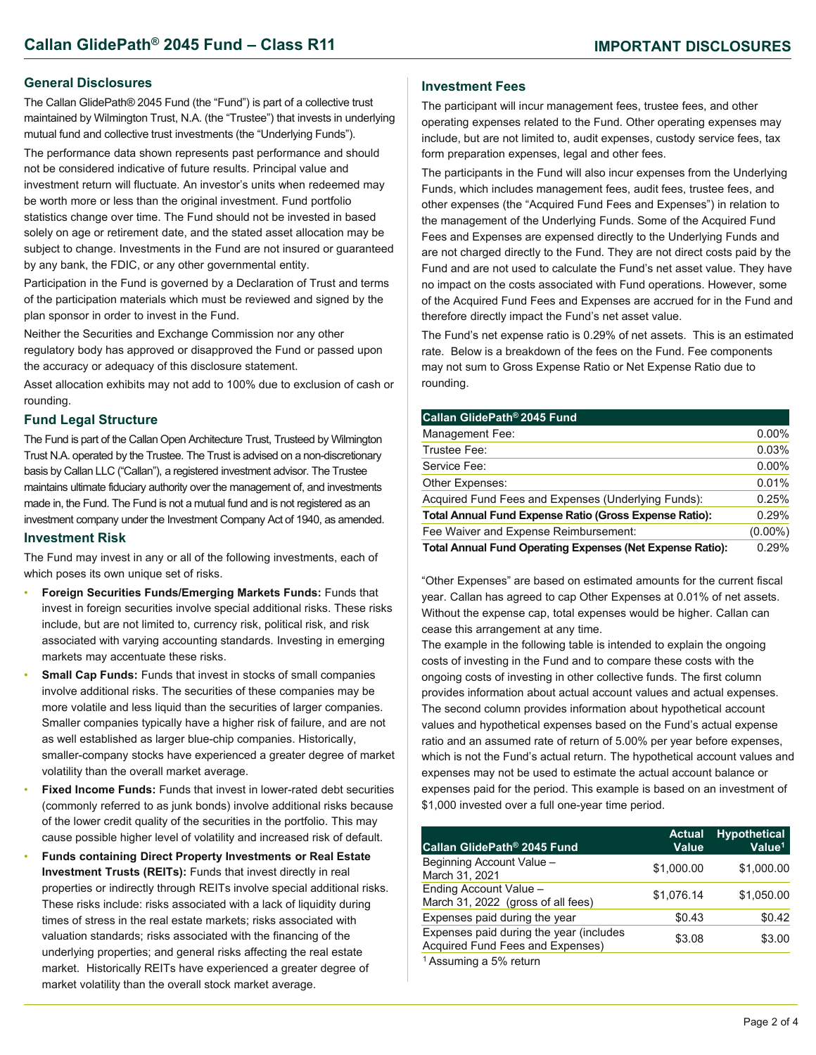## General Disclosures

The Callan GlidePath® 2045 Fund (the "Fund") is part of a collective trust maintained by Wilmington Trust, N.A. (the "Trustee") that invests in underlying mutual fund and collective trust investments (the "Underlying Funds").

The performance data shown represents past performance and should not be considered indicative of future results. Principal value and investment return will fluctuate. An investor's units when redeemed may be worth more or less than the original investment. Fund portfolio statistics change over time. The Fund should not be invested in based solely on age or retirement date, and the stated asset allocation may be subject to change. Investments in the Fund are not insured or guaranteed by any bank, the FDIC, or any other governmental entity.

Participation in the Fund is governed by a Declaration of Trust and terms of the participation materials which must be reviewed and signed by the plan sponsor in order to invest in the Fund.

Neither the Securities and Exchange Commission nor any other regulatory body has approved or disapproved the Fund or passed upon the accuracy or adequacy of this disclosure statement.

Asset allocation exhibits may not add to 100% due to exclusion of cash or rounding.

## Fund Legal Structure

The Fund is part of the Callan Open Architecture Trust, Trusteed by Wilmington Trust N.A. operated by the Trustee. The Trust is advised on a non-discretionary basis by Callan LLC ("Callan"), a registered investment advisor. The Trustee maintains ultimate fiduciary authority over the management of, and investments made in, the Fund. The Fund is not a mutual fund and is not registered as an investment company under the Investment Company Act of 1940, as amended.

## Investment Risk

The Fund may invest in any or all of the following investments, each of which poses its own unique set of risks.

- **Foreign Securities Funds/Emerging Markets Funds:** Funds that invest in foreign securities involve special additional risks. These risks include, but are not limited to, currency risk, political risk, and risk associated with varying accounting standards. Investing in emerging markets may accentuate these risks.
- **Small Cap Funds:** Funds that invest in stocks of small companies involve additional risks. The securities of these companies may be more volatile and less liquid than the securities of larger companies. Smaller companies typically have a higher risk of failure, and are not as well established as larger blue-chip companies. Historically, smaller-company stocks have experienced a greater degree of market volatility than the overall market average.
- **Fixed Income Funds:** Funds that invest in lower-rated debt securities (commonly referred to as junk bonds) involve additional risks because of the lower credit quality of the securities in the portfolio. This may cause possible higher level of volatility and increased risk of default.
- **Funds containing Direct Property Investments or Real Estate Investment Trusts (REITs):** Funds that invest directly in real properties or indirectly through REITs involve special additional risks. These risks include: risks associated with a lack of liquidity during times of stress in the real estate markets; risks associated with valuation standards; risks associated with the financing of the underlying properties; and general risks affecting the real estate market. Historically REITs have experienced a greater degree of market volatility than the overall stock market average.

## Investment Fees

The participant will incur management fees, trustee fees, and other operating expenses related to the Fund. Other operating expenses may include, but are not limited to, audit expenses, custody service fees, tax form preparation expenses, legal and other fees.

The participants in the Fund will also incur expenses from the Underlying Funds, which includes management fees, audit fees, trustee fees, and other expenses (the "Acquired Fund Fees and Expenses") in relation to the management of the Underlying Funds. Some of the Acquired Fund Fees and Expenses are expensed directly to the Underlying Funds and are not charged directly to the Fund. They are not direct costs paid by the Fund and are not used to calculate the Fund's net asset value. They have no impact on the costs associated with Fund operations. However, some of the Acquired Fund Fees and Expenses are accrued for in the Fund and therefore directly impact the Fund's net asset value.

The Fund's net expense ratio is 0.29% of net assets. This is an estimated rate. Below is a breakdown of the fees on the Fund. Fee components may not sum to Gross Expense Ratio or Net Expense Ratio due to rounding.

| Callan GlidePath® 2045 Fund | |
|---|---|
| Management Fee: | 0.00% |
| Trustee Fee: | 0.03% |
| Service Fee: | 0.00% |
| Other Expenses: | 0.01% |
| Acquired Fund Fees and Expenses (Underlying Funds): | 0.25% |
| **Total Annual Fund Expense Ratio (Gross Expense Ratio):** | **0.29%** |
| Fee Waiver and Expense Reimbursement: | (0.00%) |
| **Total Annual Fund Operating Expenses (Net Expense Ratio):** | **0.29%** |

"Other Expenses" are based on estimated amounts for the current fiscal year. Callan has agreed to cap Other Expenses at 0.01% of net assets. Without the expense cap, total expenses would be higher. Callan can cease this arrangement at any time.

The example in the following table is intended to explain the ongoing costs of investing in the Fund and to compare these costs with the ongoing costs of investing in other collective funds. The first column provides information about actual account values and actual expenses. The second column provides information about hypothetical account values and hypothetical expenses based on the Fund's actual expense ratio and an assumed rate of return of 5.00% per year before expenses, which is not the Fund's actual return. The hypothetical account values and expenses may not be used to estimate the actual account balance or expenses paid for the period. This example is based on an investment of $1,000 invested over a full one-year time period.

| Callan GlidePath® 2045 Fund | Actual Value | Hypothetical Value[1] |
|---|---|---|
| Beginning Account Value – March 31, 2021 | $1,000.00 | $1,000.00 |
| Ending Account Value – March 31, 2022 (gross of all fees) | $1,076.14 | $1,050.00 |
| Expenses paid during the year | $0.43 | $0.42 |
| Expenses paid during the year (includes Acquired Fund Fees and Expenses) | $3.08 | $3.00 |

[1] Assuming a 5% return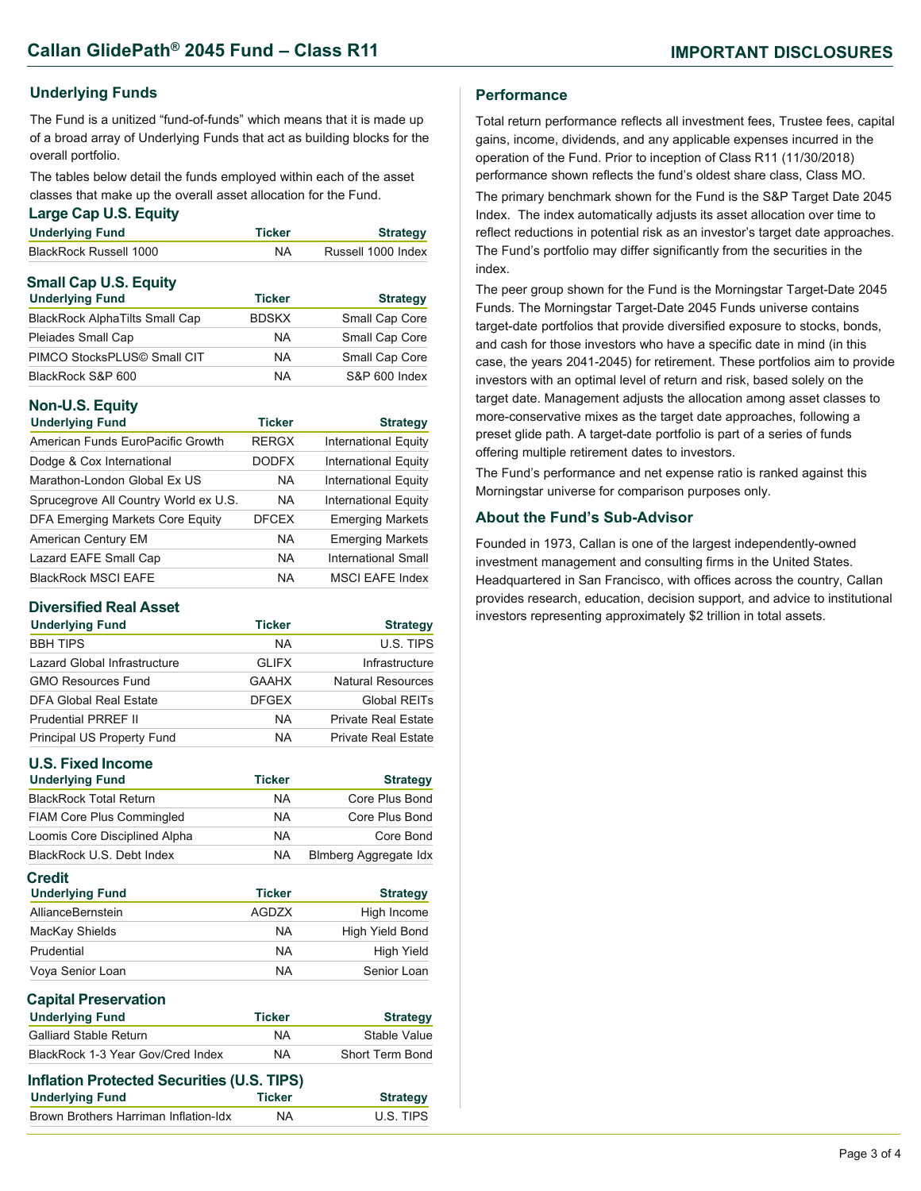## Underlying Funds

The Fund is a unitized "fund-of-funds" which means that it is made up of a broad array of Underlying Funds that act as building blocks for the overall portfolio.

The tables below detail the funds employed within each of the asset classes that make up the overall asset allocation for the Fund.

### Large Cap U.S. Equity

| Underlying Fund | Ticker | Strategy |
|---|---|---|
| BlackRock Russell 1000 | NA | Russell 1000 Index |

### Small Cap U.S. Equity

| Underlying Fund | Ticker | Strategy |
|---|---|---|
| BlackRock AlphaTilts Small Cap | BDSKX | Small Cap Core |
| Pleiades Small Cap | NA | Small Cap Core |
| PIMCO StocksPLUS© Small CIT | NA | Small Cap Core |
| BlackRock S&P 600 | NA | S&P 600 Index |

### Non-U.S. Equity

| Underlying Fund | Ticker | Strategy |
|---|---|---|
| American Funds EuroPacific Growth | RERGX | International Equity |
| Dodge & Cox International | DODFX | International Equity |
| Marathon-London Global Ex US | NA | International Equity |
| Sprucegrove All Country World ex U.S. | NA | International Equity |
| DFA Emerging Markets Core Equity | DFCEX | Emerging Markets |
| American Century EM | NA | Emerging Markets |
| Lazard EAFE Small Cap | NA | International Small |
| BlackRock MSCI EAFE | NA | MSCI EAFE Index |

### Diversified Real Asset

| Underlying Fund | Ticker | Strategy |
|---|---|---|
| BBH TIPS | NA | U.S. TIPS |
| Lazard Global Infrastructure | GLIFX | Infrastructure |
| GMO Resources Fund | GAAHX | Natural Resources |
| DFA Global Real Estate | DFGEX | Global REITs |
| Prudential PRREF II | NA | Private Real Estate |
| Principal US Property Fund | NA | Private Real Estate |

### U.S. Fixed Income

| Underlying Fund | Ticker | Strategy |
|---|---|---|
| BlackRock Total Return | NA | Core Plus Bond |
| FIAM Core Plus Commingled | NA | Core Plus Bond |
| Loomis Core Disciplined Alpha | NA | Core Bond |
| BlackRock U.S. Debt Index | NA | Blmberg Aggregate Idx |

### Credit

| Underlying Fund | Ticker | Strategy |
|---|---|---|
| AllianceBernstein | AGDZX | High Income |
| MacKay Shields | NA | High Yield Bond |
| Prudential | NA | High Yield |
| Voya Senior Loan | NA | Senior Loan |

### Capital Preservation

| Underlying Fund | Ticker | Strategy |
|---|---|---|
| Galliard Stable Return | NA | Stable Value |
| BlackRock 1-3 Year Gov/Cred Index | NA | Short Term Bond |

### Inflation Protected Securities (U.S. TIPS)

| Underlying Fund | Ticker | Strategy |
|---|---|---|
| Brown Brothers Harriman Inflation-Idx | NA | U.S. TIPS |

## Performance

Total return performance reflects all investment fees, Trustee fees, capital gains, income, dividends, and any applicable expenses incurred in the operation of the Fund. Prior to inception of Class R11 (11/30/2018) performance shown reflects the fund's oldest share class, Class MO.

The primary benchmark shown for the Fund is the S&P Target Date 2045 Index. The index automatically adjusts its asset allocation over time to reflect reductions in potential risk as an investor's target date approaches. The Fund's portfolio may differ significantly from the securities in the index.

The peer group shown for the Fund is the Morningstar Target-Date 2045 Funds. The Morningstar Target-Date 2045 Funds universe contains target-date portfolios that provide diversified exposure to stocks, bonds, and cash for those investors who have a specific date in mind (in this case, the years 2041-2045) for retirement. These portfolios aim to provide investors with an optimal level of return and risk, based solely on the target date. Management adjusts the allocation among asset classes to more-conservative mixes as the target date approaches, following a preset glide path. A target-date portfolio is part of a series of funds offering multiple retirement dates to investors.

The Fund's performance and net expense ratio is ranked against this Morningstar universe for comparison purposes only.

## About the Fund's Sub-Advisor

Founded in 1973, Callan is one of the largest independently-owned investment management and consulting firms in the United States. Headquartered in San Francisco, with offices across the country, Callan provides research, education, decision support, and advice to institutional investors representing approximately $2 trillion in total assets.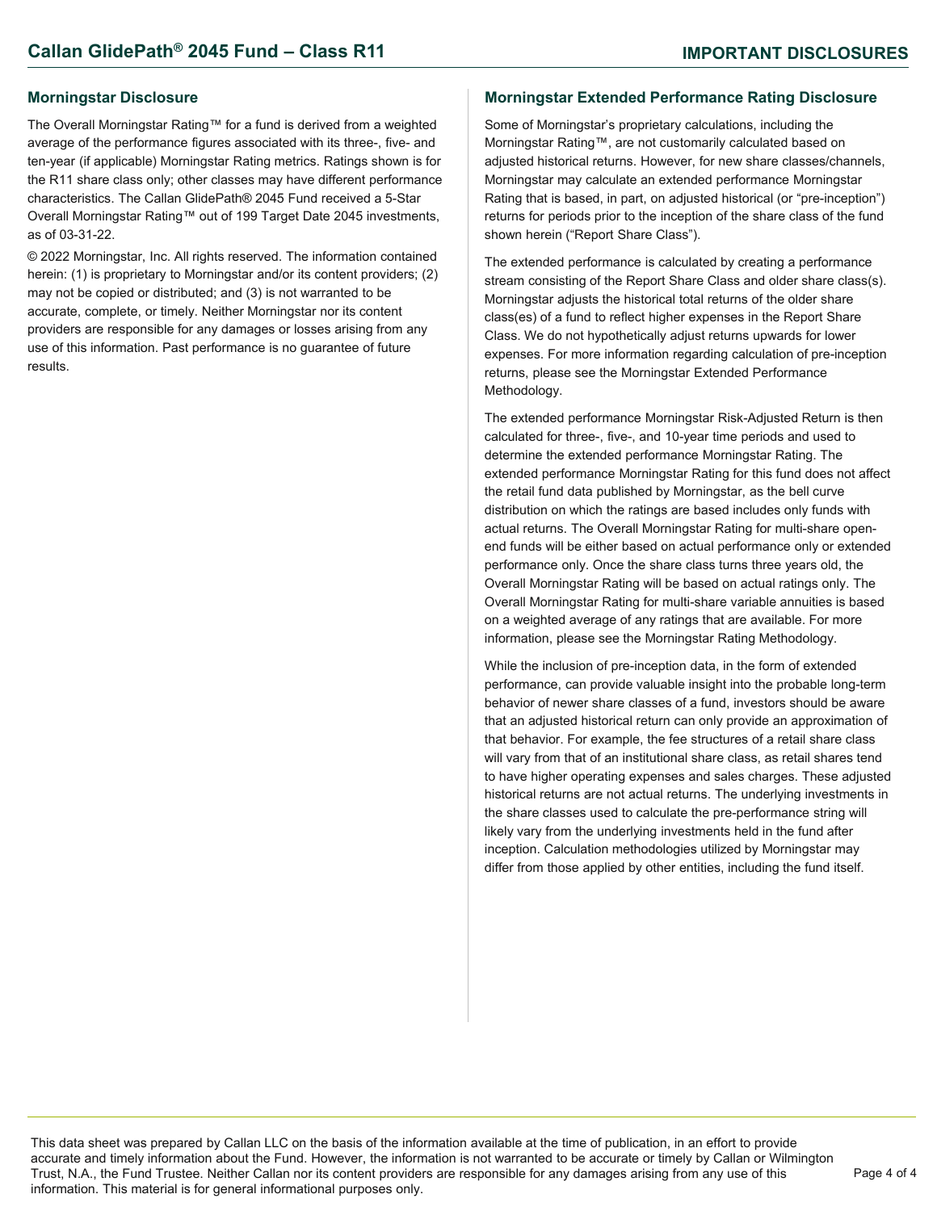## Morningstar Disclosure

The Overall Morningstar Rating™ for a fund is derived from a weighted average of the performance figures associated with its three-, five- and ten-year (if applicable) Morningstar Rating metrics. Ratings shown is for the R11 share class only; other classes may have different performance characteristics. The Callan GlidePath® 2045 Fund received a 5-Star Overall Morningstar Rating™ out of 199 Target Date 2045 investments, as of 03-31-22.

© 2022 Morningstar, Inc. All rights reserved. The information contained herein: (1) is proprietary to Morningstar and/or its content providers; (2) may not be copied or distributed; and (3) is not warranted to be accurate, complete, or timely. Neither Morningstar nor its content providers are responsible for any damages or losses arising from any use of this information. Past performance is no guarantee of future results.

## Morningstar Extended Performance Rating Disclosure

Some of Morningstar's proprietary calculations, including the Morningstar Rating™, are not customarily calculated based on adjusted historical returns. However, for new share classes/channels, Morningstar may calculate an extended performance Morningstar Rating that is based, in part, on adjusted historical (or "pre-inception") returns for periods prior to the inception of the share class of the fund shown herein ("Report Share Class").

The extended performance is calculated by creating a performance stream consisting of the Report Share Class and older share class(s). Morningstar adjusts the historical total returns of the older share class(es) of a fund to reflect higher expenses in the Report Share Class. We do not hypothetically adjust returns upwards for lower expenses. For more information regarding calculation of pre-inception returns, please see the Morningstar Extended Performance Methodology.

The extended performance Morningstar Risk-Adjusted Return is then calculated for three-, five-, and 10-year time periods and used to determine the extended performance Morningstar Rating. The extended performance Morningstar Rating for this fund does not affect the retail fund data published by Morningstar, as the bell curve distribution on which the ratings are based includes only funds with actual returns. The Overall Morningstar Rating for multi-share open-end funds will be either based on actual performance only or extended performance only. Once the share class turns three years old, the Overall Morningstar Rating will be based on actual ratings only. The Overall Morningstar Rating for multi-share variable annuities is based on a weighted average of any ratings that are available. For more information, please see the Morningstar Rating Methodology.

While the inclusion of pre-inception data, in the form of extended performance, can provide valuable insight into the probable long-term behavior of newer share classes of a fund, investors should be aware that an adjusted historical return can only provide an approximation of that behavior. For example, the fee structures of a retail share class will vary from that of an institutional share class, as retail shares tend to have higher operating expenses and sales charges. These adjusted historical returns are not actual returns. The underlying investments in the share classes used to calculate the pre-performance string will likely vary from the underlying investments held in the fund after inception. Calculation methodologies utilized by Morningstar may differ from those applied by other entities, including the fund itself.

This data sheet was prepared by Callan LLC on the basis of the information available at the time of publication, in an effort to provide accurate and timely information about the Fund. However, the information is not warranted to be accurate or timely by Callan or Wilmington Trust, N.A., the Fund Trustee. Neither Callan nor its content providers are responsible for any damages arising from any use of this information. This material is for general informational purposes only.